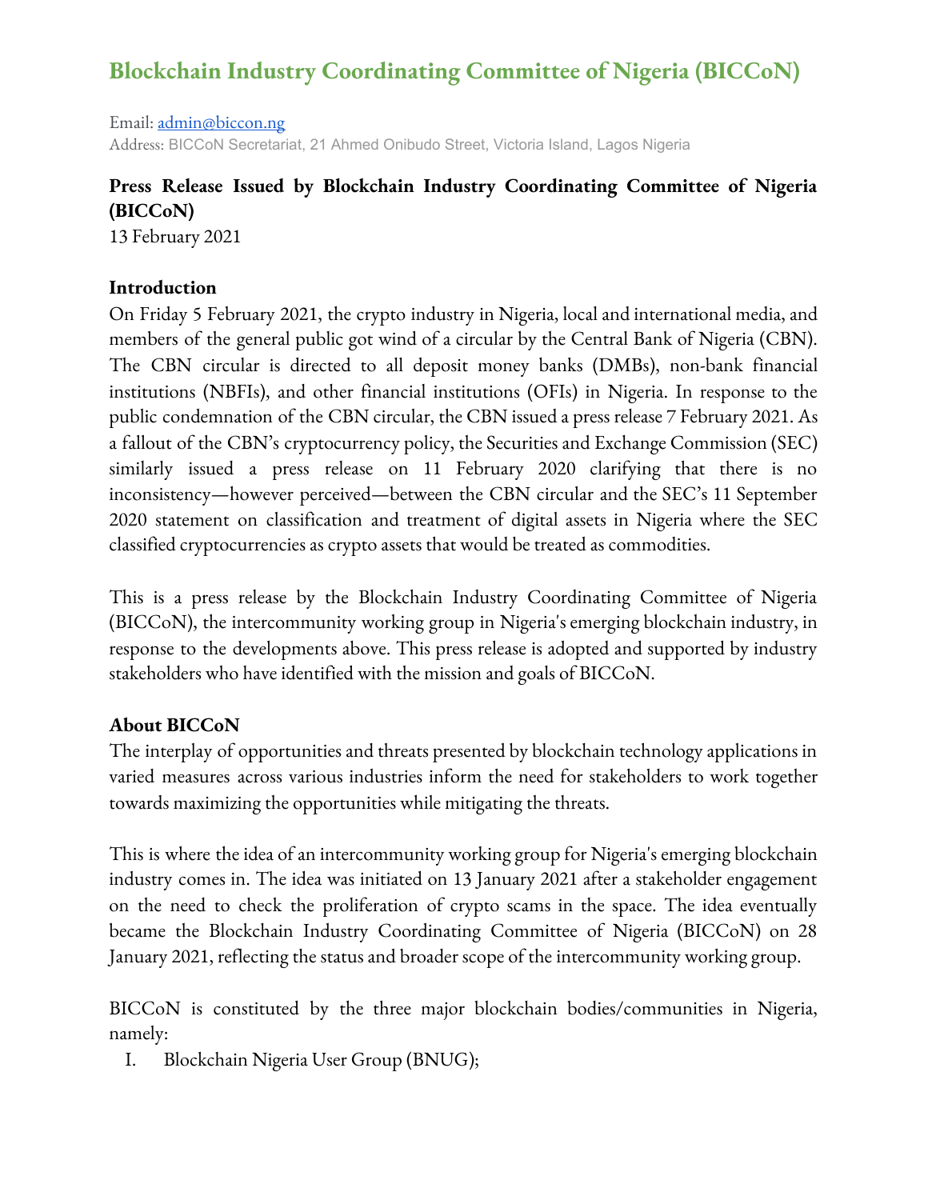# Blockchain Industry Coordinating Committee of Nigeria (BICCoN)

Email: admin@biccon.ng
Address: BICCoN Secretariat, 21 Ahmed Onibudo Street, Victoria Island, Lagos Nigeria

## Press Release Issued by Blockchain Industry Coordinating Committee of Nigeria (BICCoN)

13 February 2021

### Introduction

On Friday 5 February 2021, the crypto industry in Nigeria, local and international media, and members of the general public got wind of a circular by the Central Bank of Nigeria (CBN). The CBN circular is directed to all deposit money banks (DMBs), non-bank financial institutions (NBFIs), and other financial institutions (OFIs) in Nigeria. In response to the public condemnation of the CBN circular, the CBN issued a press release 7 February 2021. As a fallout of the CBN's cryptocurrency policy, the Securities and Exchange Commission (SEC) similarly issued a press release on 11 February 2020 clarifying that there is no inconsistency—however perceived—between the CBN circular and the SEC's 11 September 2020 statement on classification and treatment of digital assets in Nigeria where the SEC classified cryptocurrencies as crypto assets that would be treated as commodities.

This is a press release by the Blockchain Industry Coordinating Committee of Nigeria (BICCoN), the intercommunity working group in Nigeria's emerging blockchain industry, in response to the developments above. This press release is adopted and supported by industry stakeholders who have identified with the mission and goals of BICCoN.

### About BICCoN

The interplay of opportunities and threats presented by blockchain technology applications in varied measures across various industries inform the need for stakeholders to work together towards maximizing the opportunities while mitigating the threats.

This is where the idea of an intercommunity working group for Nigeria's emerging blockchain industry comes in. The idea was initiated on 13 January 2021 after a stakeholder engagement on the need to check the proliferation of crypto scams in the space. The idea eventually became the Blockchain Industry Coordinating Committee of Nigeria (BICCoN) on 28 January 2021, reflecting the status and broader scope of the intercommunity working group.

BICCoN is constituted by the three major blockchain bodies/communities in Nigeria, namely:

I. Blockchain Nigeria User Group (BNUG);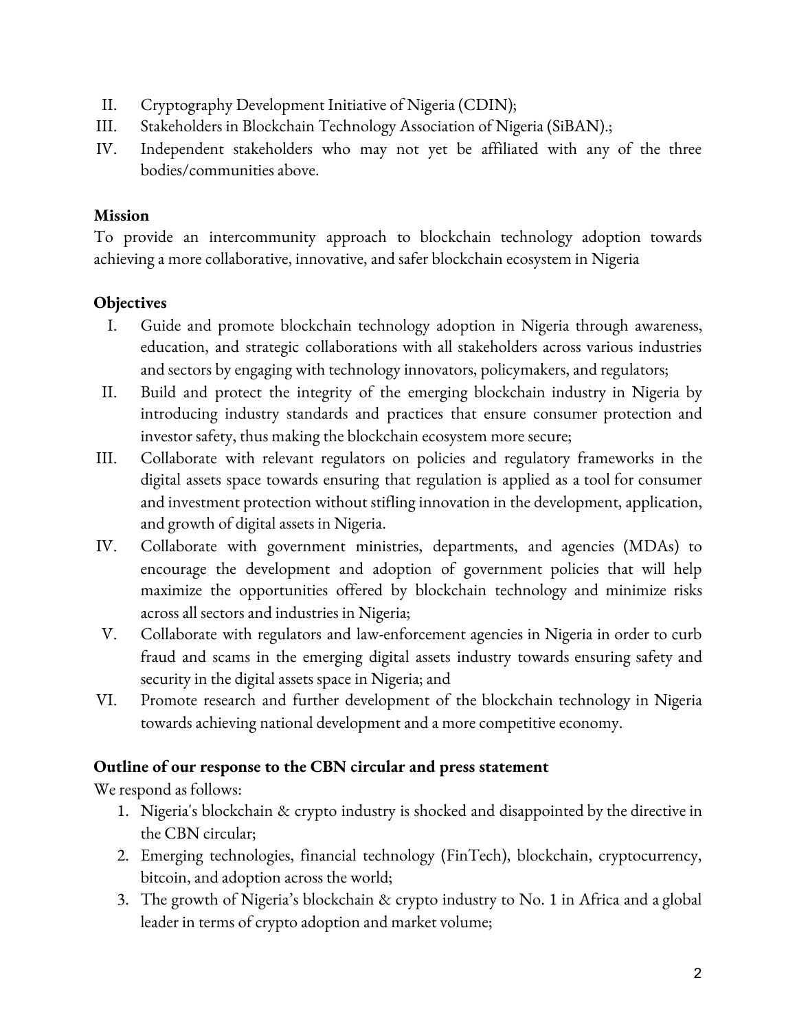II. Cryptography Development Initiative of Nigeria (CDIN);
III. Stakeholders in Blockchain Technology Association of Nigeria (SiBAN).;
IV. Independent stakeholders who may not yet be affiliated with any of the three bodies/communities above.

**Mission**

To provide an intercommunity approach to blockchain technology adoption towards achieving a more collaborative, innovative, and safer blockchain ecosystem in Nigeria

**Objectives**

I. Guide and promote blockchain technology adoption in Nigeria through awareness, education, and strategic collaborations with all stakeholders across various industries and sectors by engaging with technology innovators, policymakers, and regulators;
II. Build and protect the integrity of the emerging blockchain industry in Nigeria by introducing industry standards and practices that ensure consumer protection and investor safety, thus making the blockchain ecosystem more secure;
III. Collaborate with relevant regulators on policies and regulatory frameworks in the digital assets space towards ensuring that regulation is applied as a tool for consumer and investment protection without stifling innovation in the development, application, and growth of digital assets in Nigeria.
IV. Collaborate with government ministries, departments, and agencies (MDAs) to encourage the development and adoption of government policies that will help maximize the opportunities offered by blockchain technology and minimize risks across all sectors and industries in Nigeria;
V. Collaborate with regulators and law-enforcement agencies in Nigeria in order to curb fraud and scams in the emerging digital assets industry towards ensuring safety and security in the digital assets space in Nigeria; and
VI. Promote research and further development of the blockchain technology in Nigeria towards achieving national development and a more competitive economy.

**Outline of our response to the CBN circular and press statement**

We respond as follows:

1. Nigeria's blockchain & crypto industry is shocked and disappointed by the directive in the CBN circular;
2. Emerging technologies, financial technology (FinTech), blockchain, cryptocurrency, bitcoin, and adoption across the world;
3. The growth of Nigeria's blockchain & crypto industry to No. 1 in Africa and a global leader in terms of crypto adoption and market volume;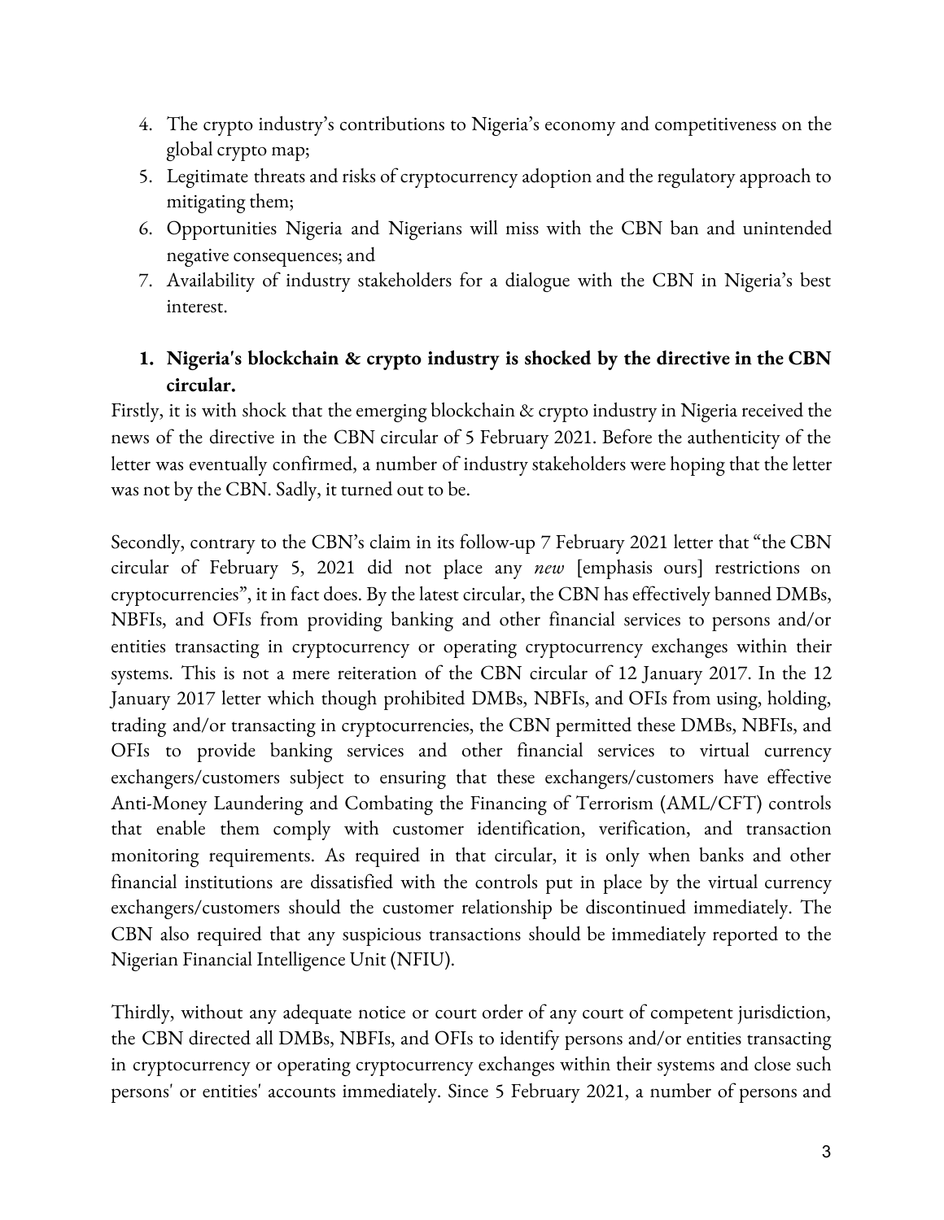4. The crypto industry's contributions to Nigeria's economy and competitiveness on the global crypto map;
5. Legitimate threats and risks of cryptocurrency adoption and the regulatory approach to mitigating them;
6. Opportunities Nigeria and Nigerians will miss with the CBN ban and unintended negative consequences; and
7. Availability of industry stakeholders for a dialogue with the CBN in Nigeria's best interest.

## 1. Nigeria's blockchain & crypto industry is shocked by the directive in the CBN circular.

Firstly, it is with shock that the emerging blockchain & crypto industry in Nigeria received the news of the directive in the CBN circular of 5 February 2021. Before the authenticity of the letter was eventually confirmed, a number of industry stakeholders were hoping that the letter was not by the CBN. Sadly, it turned out to be.

Secondly, contrary to the CBN's claim in its follow-up 7 February 2021 letter that "the CBN circular of February 5, 2021 did not place any *new* [emphasis ours] restrictions on cryptocurrencies", it in fact does. By the latest circular, the CBN has effectively banned DMBs, NBFIs, and OFIs from providing banking and other financial services to persons and/or entities transacting in cryptocurrency or operating cryptocurrency exchanges within their systems. This is not a mere reiteration of the CBN circular of 12 January 2017. In the 12 January 2017 letter which though prohibited DMBs, NBFIs, and OFIs from using, holding, trading and/or transacting in cryptocurrencies, the CBN permitted these DMBs, NBFIs, and OFIs to provide banking services and other financial services to virtual currency exchangers/customers subject to ensuring that these exchangers/customers have effective Anti-Money Laundering and Combating the Financing of Terrorism (AML/CFT) controls that enable them comply with customer identification, verification, and transaction monitoring requirements. As required in that circular, it is only when banks and other financial institutions are dissatisfied with the controls put in place by the virtual currency exchangers/customers should the customer relationship be discontinued immediately. The CBN also required that any suspicious transactions should be immediately reported to the Nigerian Financial Intelligence Unit (NFIU).

Thirdly, without any adequate notice or court order of any court of competent jurisdiction, the CBN directed all DMBs, NBFIs, and OFIs to identify persons and/or entities transacting in cryptocurrency or operating cryptocurrency exchanges within their systems and close such persons' or entities' accounts immediately. Since 5 February 2021, a number of persons and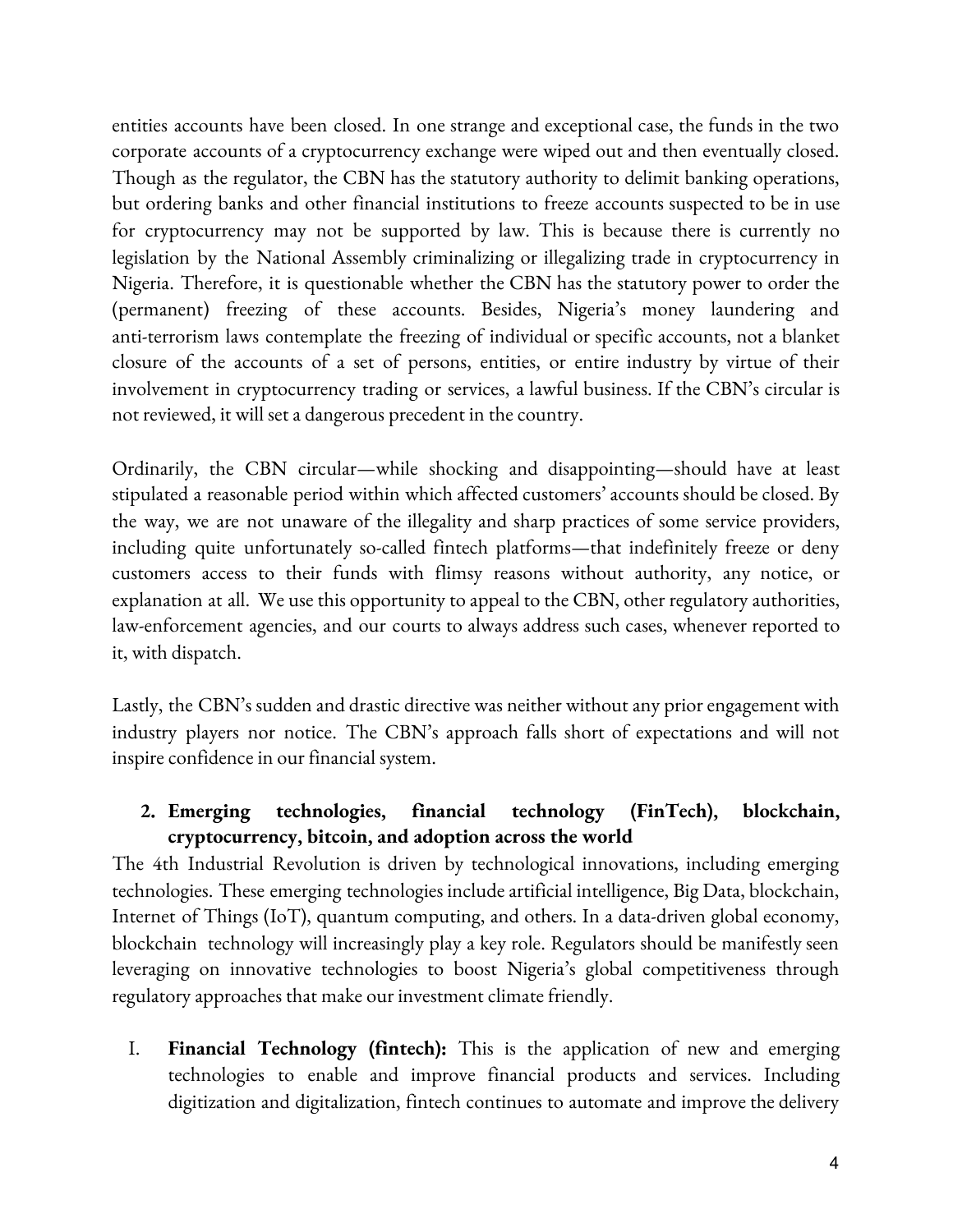entities accounts have been closed. In one strange and exceptional case, the funds in the two corporate accounts of a cryptocurrency exchange were wiped out and then eventually closed. Though as the regulator, the CBN has the statutory authority to delimit banking operations, but ordering banks and other financial institutions to freeze accounts suspected to be in use for cryptocurrency may not be supported by law. This is because there is currently no legislation by the National Assembly criminalizing or illegalizing trade in cryptocurrency in Nigeria. Therefore, it is questionable whether the CBN has the statutory power to order the (permanent) freezing of these accounts. Besides, Nigeria's money laundering and anti-terrorism laws contemplate the freezing of individual or specific accounts, not a blanket closure of the accounts of a set of persons, entities, or entire industry by virtue of their involvement in cryptocurrency trading or services, a lawful business. If the CBN's circular is not reviewed, it will set a dangerous precedent in the country.

Ordinarily, the CBN circular—while shocking and disappointing—should have at least stipulated a reasonable period within which affected customers' accounts should be closed. By the way, we are not unaware of the illegality and sharp practices of some service providers, including quite unfortunately so-called fintech platforms—that indefinitely freeze or deny customers access to their funds with flimsy reasons without authority, any notice, or explanation at all. We use this opportunity to appeal to the CBN, other regulatory authorities, law-enforcement agencies, and our courts to always address such cases, whenever reported to it, with dispatch.

Lastly, the CBN's sudden and drastic directive was neither without any prior engagement with industry players nor notice. The CBN's approach falls short of expectations and will not inspire confidence in our financial system.

## 2. Emerging technologies, financial technology (FinTech), blockchain, cryptocurrency, bitcoin, and adoption across the world

The 4th Industrial Revolution is driven by technological innovations, including emerging technologies. These emerging technologies include artificial intelligence, Big Data, blockchain, Internet of Things (IoT), quantum computing, and others. In a data-driven global economy, blockchain technology will increasingly play a key role. Regulators should be manifestly seen leveraging on innovative technologies to boost Nigeria's global competitiveness through regulatory approaches that make our investment climate friendly.

I. **Financial Technology (fintech):** This is the application of new and emerging technologies to enable and improve financial products and services. Including digitization and digitalization, fintech continues to automate and improve the delivery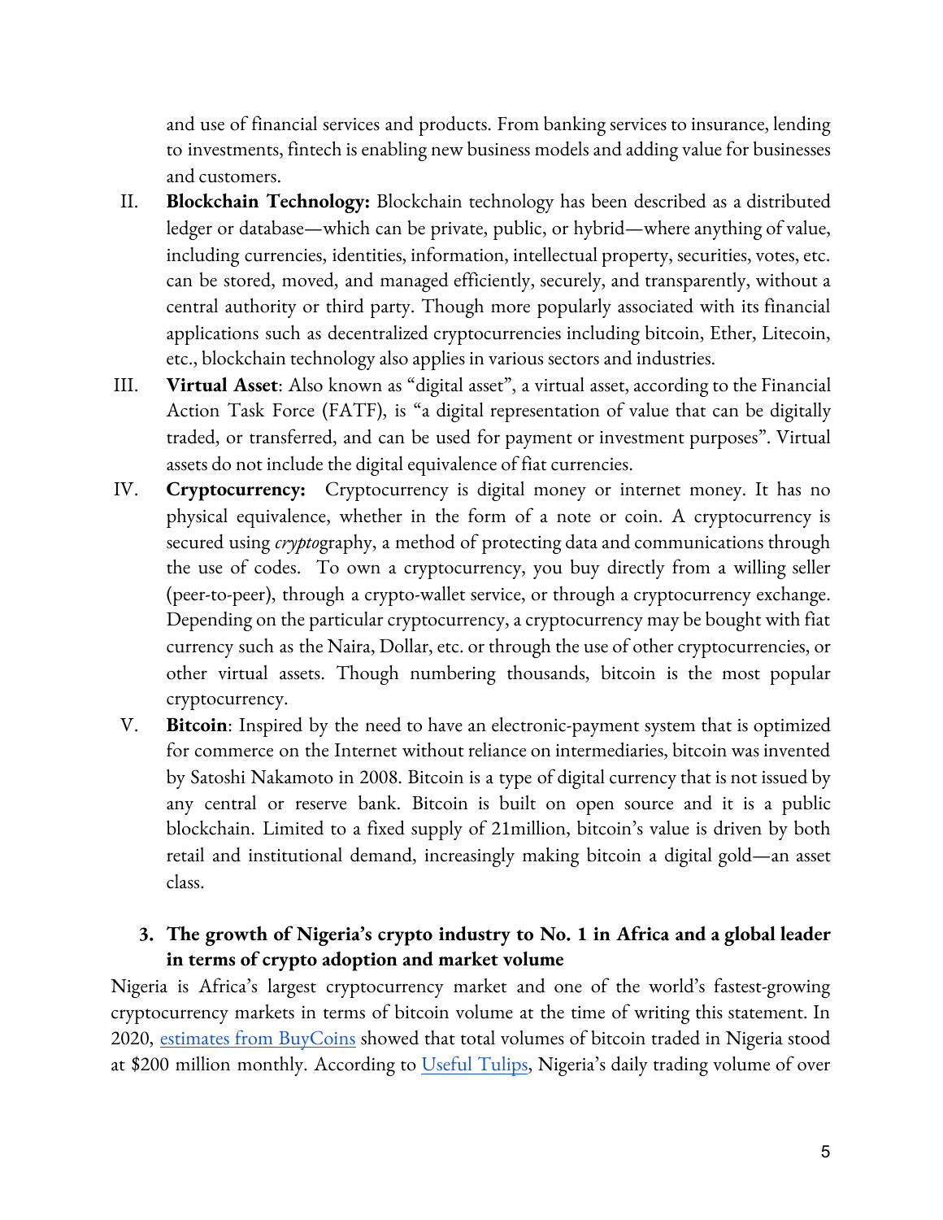and use of financial services and products. From banking services to insurance, lending to investments, fintech is enabling new business models and adding value for businesses and customers.

II. **Blockchain Technology:** Blockchain technology has been described as a distributed ledger or database—which can be private, public, or hybrid—where anything of value, including currencies, identities, information, intellectual property, securities, votes, etc. can be stored, moved, and managed efficiently, securely, and transparently, without a central authority or third party. Though more popularly associated with its financial applications such as decentralized cryptocurrencies including bitcoin, Ether, Litecoin, etc., blockchain technology also applies in various sectors and industries.

III. **Virtual Asset**: Also known as "digital asset", a virtual asset, according to the Financial Action Task Force (FATF), is "a digital representation of value that can be digitally traded, or transferred, and can be used for payment or investment purposes". Virtual assets do not include the digital equivalence of fiat currencies.

IV. **Cryptocurrency:** Cryptocurrency is digital money or internet money. It has no physical equivalence, whether in the form of a note or coin. A cryptocurrency is secured using *crypto*graphy, a method of protecting data and communications through the use of codes. To own a cryptocurrency, you buy directly from a willing seller (peer-to-peer), through a crypto-wallet service, or through a cryptocurrency exchange. Depending on the particular cryptocurrency, a cryptocurrency may be bought with fiat currency such as the Naira, Dollar, etc. or through the use of other cryptocurrencies, or other virtual assets. Though numbering thousands, bitcoin is the most popular cryptocurrency.

V. **Bitcoin**: Inspired by the need to have an electronic-payment system that is optimized for commerce on the Internet without reliance on intermediaries, bitcoin was invented by Satoshi Nakamoto in 2008. Bitcoin is a type of digital currency that is not issued by any central or reserve bank. Bitcoin is built on open source and it is a public blockchain. Limited to a fixed supply of 21million, bitcoin's value is driven by both retail and institutional demand, increasingly making bitcoin a digital gold—an asset class.

## 3. The growth of Nigeria's crypto industry to No. 1 in Africa and a global leader in terms of crypto adoption and market volume

Nigeria is Africa's largest cryptocurrency market and one of the world's fastest-growing cryptocurrency markets in terms of bitcoin volume at the time of writing this statement. In 2020, estimates from BuyCoins showed that total volumes of bitcoin traded in Nigeria stood at $200 million monthly. According to Useful Tulips, Nigeria's daily trading volume of over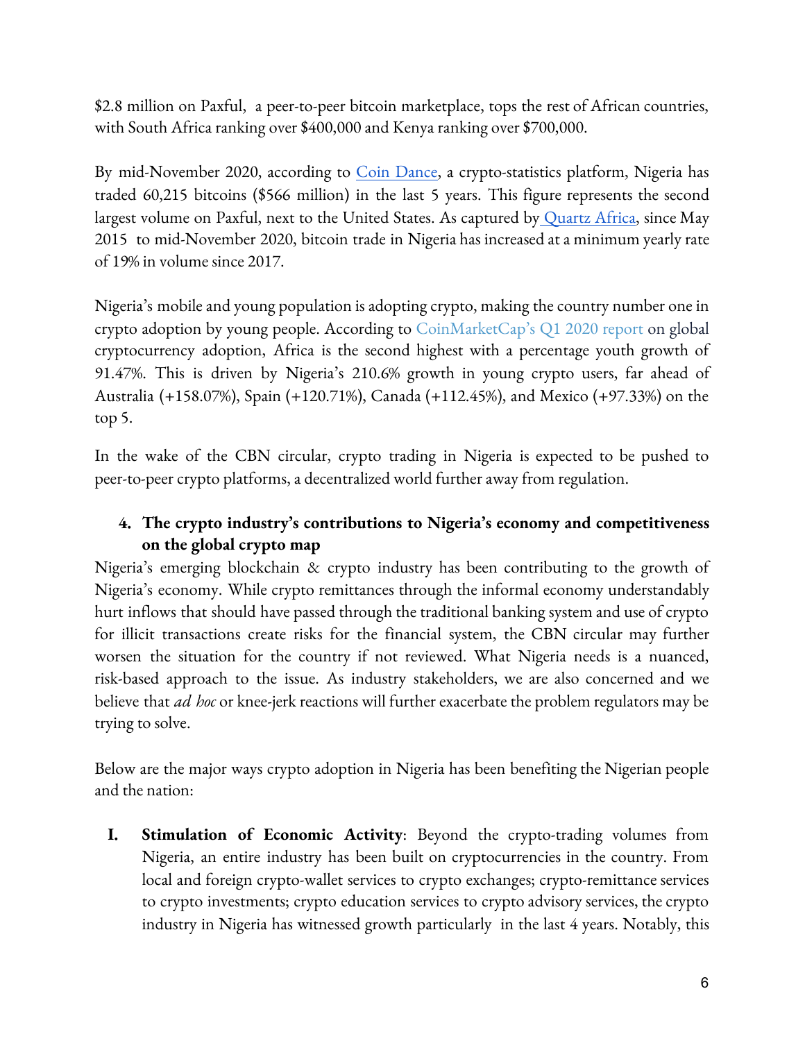$2.8 million on Paxful, a peer-to-peer bitcoin marketplace, tops the rest of African countries, with South Africa ranking over $400,000 and Kenya ranking over $700,000.

By mid-November 2020, according to Coin Dance, a crypto-statistics platform, Nigeria has traded 60,215 bitcoins ($566 million) in the last 5 years. This figure represents the second largest volume on Paxful, next to the United States. As captured by Quartz Africa, since May 2015 to mid-November 2020, bitcoin trade in Nigeria has increased at a minimum yearly rate of 19% in volume since 2017.

Nigeria's mobile and young population is adopting crypto, making the country number one in crypto adoption by young people. According to CoinMarketCap's Q1 2020 report on global cryptocurrency adoption, Africa is the second highest with a percentage youth growth of 91.47%. This is driven by Nigeria's 210.6% growth in young crypto users, far ahead of Australia (+158.07%), Spain (+120.71%), Canada (+112.45%), and Mexico (+97.33%) on the top 5.

In the wake of the CBN circular, crypto trading in Nigeria is expected to be pushed to peer-to-peer crypto platforms, a decentralized world further away from regulation.

4. **The crypto industry's contributions to Nigeria's economy and competitiveness on the global crypto map**

Nigeria's emerging blockchain & crypto industry has been contributing to the growth of Nigeria's economy. While crypto remittances through the informal economy understandably hurt inflows that should have passed through the traditional banking system and use of crypto for illicit transactions create risks for the financial system, the CBN circular may further worsen the situation for the country if not reviewed. What Nigeria needs is a nuanced, risk-based approach to the issue. As industry stakeholders, we are also concerned and we believe that *ad hoc* or knee-jerk reactions will further exacerbate the problem regulators may be trying to solve.

Below are the major ways crypto adoption in Nigeria has been benefiting the Nigerian people and the nation:

I. **Stimulation of Economic Activity**: Beyond the crypto-trading volumes from Nigeria, an entire industry has been built on cryptocurrencies in the country. From local and foreign crypto-wallet services to crypto exchanges; crypto-remittance services to crypto investments; crypto education services to crypto advisory services, the crypto industry in Nigeria has witnessed growth particularly in the last 4 years. Notably, this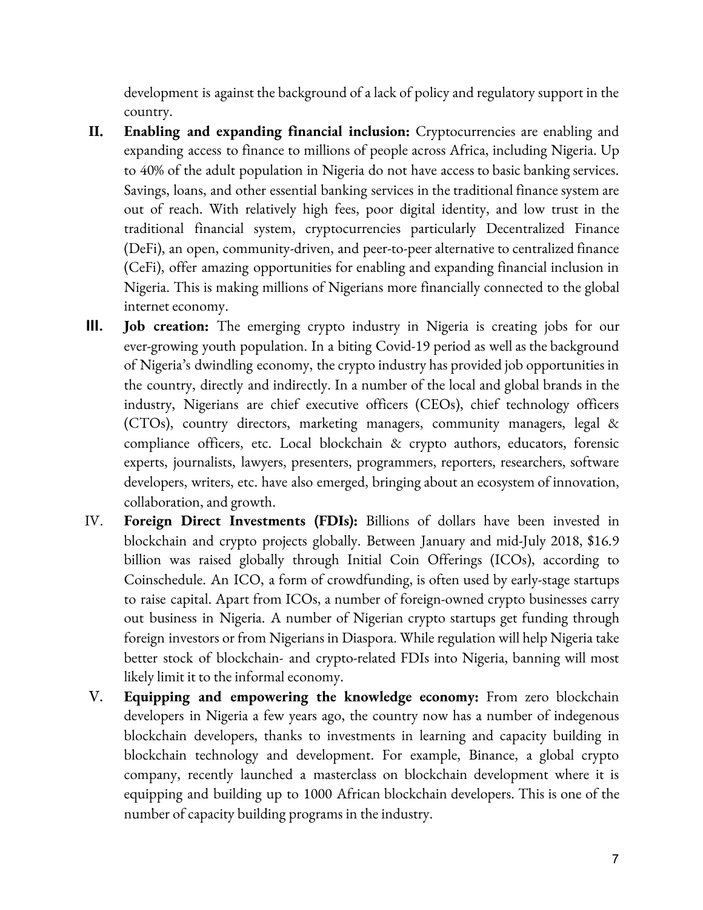development is against the background of a lack of policy and regulatory support in the country.

II. **Enabling and expanding financial inclusion:** Cryptocurrencies are enabling and expanding access to finance to millions of people across Africa, including Nigeria. Up to 40% of the adult population in Nigeria do not have access to basic banking services. Savings, loans, and other essential banking services in the traditional finance system are out of reach. With relatively high fees, poor digital identity, and low trust in the traditional financial system, cryptocurrencies particularly Decentralized Finance (DeFi), an open, community-driven, and peer-to-peer alternative to centralized finance (CeFi), offer amazing opportunities for enabling and expanding financial inclusion in Nigeria. This is making millions of Nigerians more financially connected to the global internet economy.

III. **Job creation:** The emerging crypto industry in Nigeria is creating jobs for our ever-growing youth population. In a biting Covid-19 period as well as the background of Nigeria's dwindling economy, the crypto industry has provided job opportunities in the country, directly and indirectly. In a number of the local and global brands in the industry, Nigerians are chief executive officers (CEOs), chief technology officers (CTOs), country directors, marketing managers, community managers, legal & compliance officers, etc. Local blockchain & crypto authors, educators, forensic experts, journalists, lawyers, presenters, programmers, reporters, researchers, software developers, writers, etc. have also emerged, bringing about an ecosystem of innovation, collaboration, and growth.

IV. **Foreign Direct Investments (FDIs):** Billions of dollars have been invested in blockchain and crypto projects globally. Between January and mid-July 2018, $16.9 billion was raised globally through Initial Coin Offerings (ICOs), according to Coinschedule. An ICO, a form of crowdfunding, is often used by early-stage startups to raise capital. Apart from ICOs, a number of foreign-owned crypto businesses carry out business in Nigeria. A number of Nigerian crypto startups get funding through foreign investors or from Nigerians in Diaspora. While regulation will help Nigeria take better stock of blockchain- and crypto-related FDIs into Nigeria, banning will most likely limit it to the informal economy.

V. **Equipping and empowering the knowledge economy:** From zero blockchain developers in Nigeria a few years ago, the country now has a number of indegenous blockchain developers, thanks to investments in learning and capacity building in blockchain technology and development. For example, Binance, a global crypto company, recently launched a masterclass on blockchain development where it is equipping and building up to 1000 African blockchain developers. This is one of the number of capacity building programs in the industry.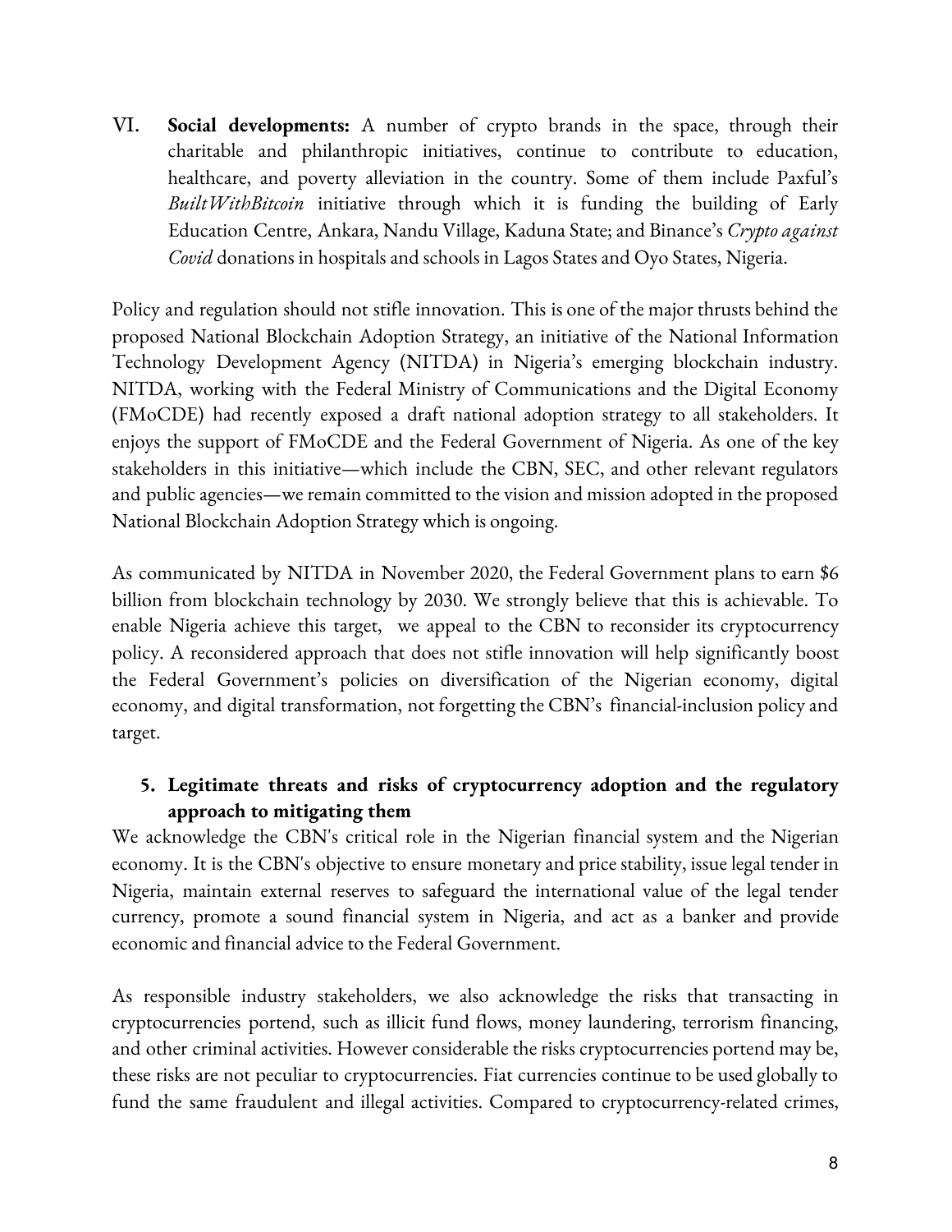VI. **Social developments:** A number of crypto brands in the space, through their charitable and philanthropic initiatives, continue to contribute to education, healthcare, and poverty alleviation in the country. Some of them include Paxful's *BuiltWithBitcoin* initiative through which it is funding the building of Early Education Centre, Ankara, Nandu Village, Kaduna State; and Binance's *Crypto against Covid* donations in hospitals and schools in Lagos States and Oyo States, Nigeria.

Policy and regulation should not stifle innovation. This is one of the major thrusts behind the proposed National Blockchain Adoption Strategy, an initiative of the National Information Technology Development Agency (NITDA) in Nigeria's emerging blockchain industry. NITDA, working with the Federal Ministry of Communications and the Digital Economy (FMoCDE) had recently exposed a draft national adoption strategy to all stakeholders. It enjoys the support of FMoCDE and the Federal Government of Nigeria. As one of the key stakeholders in this initiative—which include the CBN, SEC, and other relevant regulators and public agencies—we remain committed to the vision and mission adopted in the proposed National Blockchain Adoption Strategy which is ongoing.

As communicated by NITDA in November 2020, the Federal Government plans to earn $6 billion from blockchain technology by 2030. We strongly believe that this is achievable. To enable Nigeria achieve this target, we appeal to the CBN to reconsider its cryptocurrency policy. A reconsidered approach that does not stifle innovation will help significantly boost the Federal Government's policies on diversification of the Nigerian economy, digital economy, and digital transformation, not forgetting the CBN's financial-inclusion policy and target.

## 5. Legitimate threats and risks of cryptocurrency adoption and the regulatory approach to mitigating them

We acknowledge the CBN's critical role in the Nigerian financial system and the Nigerian economy. It is the CBN's objective to ensure monetary and price stability, issue legal tender in Nigeria, maintain external reserves to safeguard the international value of the legal tender currency, promote a sound financial system in Nigeria, and act as a banker and provide economic and financial advice to the Federal Government.

As responsible industry stakeholders, we also acknowledge the risks that transacting in cryptocurrencies portend, such as illicit fund flows, money laundering, terrorism financing, and other criminal activities. However considerable the risks cryptocurrencies portend may be, these risks are not peculiar to cryptocurrencies. Fiat currencies continue to be used globally to fund the same fraudulent and illegal activities. Compared to cryptocurrency-related crimes,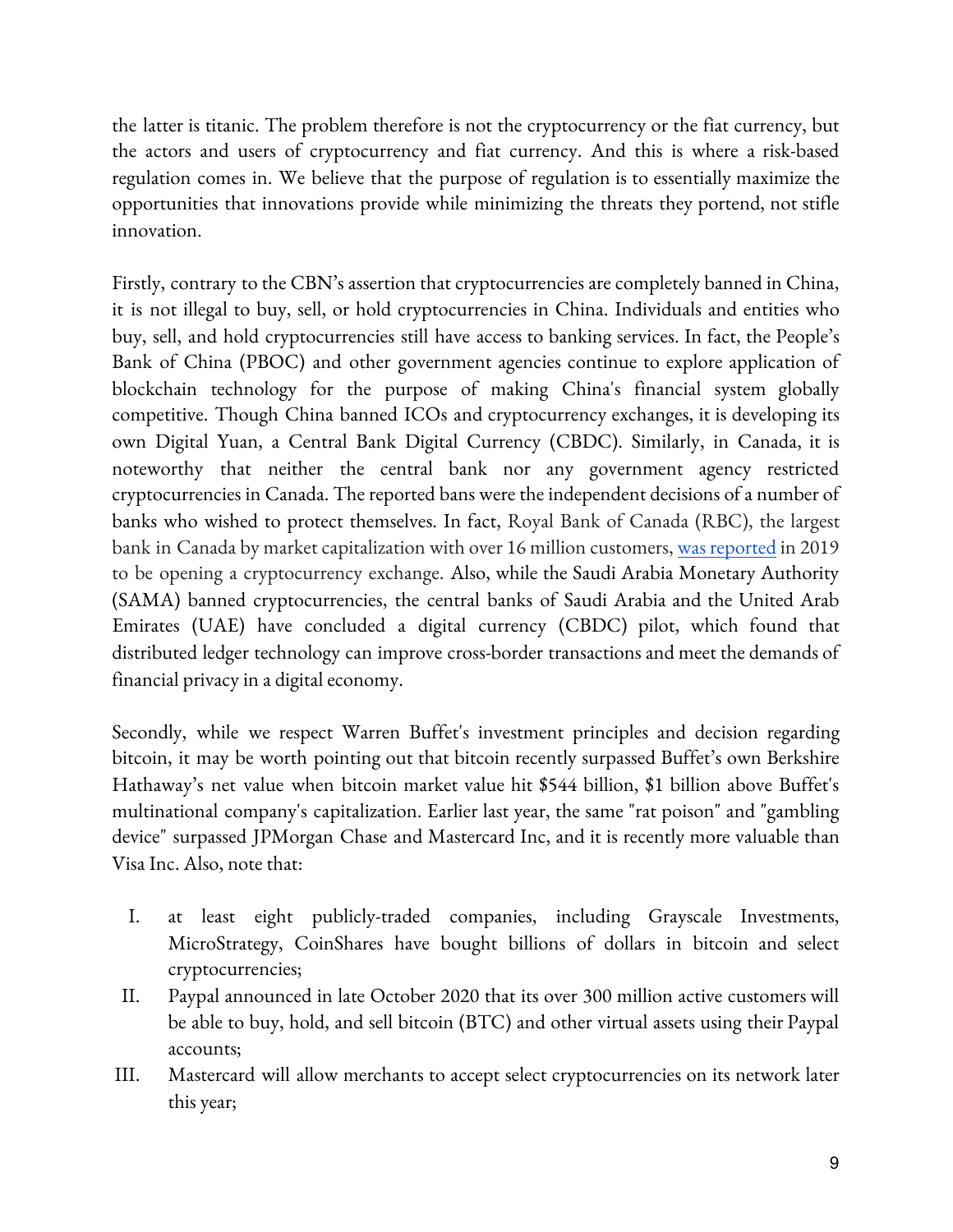the latter is titanic. The problem therefore is not the cryptocurrency or the fiat currency, but the actors and users of cryptocurrency and fiat currency. And this is where a risk-based regulation comes in. We believe that the purpose of regulation is to essentially maximize the opportunities that innovations provide while minimizing the threats they portend, not stifle innovation.

Firstly, contrary to the CBN's assertion that cryptocurrencies are completely banned in China, it is not illegal to buy, sell, or hold cryptocurrencies in China. Individuals and entities who buy, sell, and hold cryptocurrencies still have access to banking services. In fact, the People's Bank of China (PBOC) and other government agencies continue to explore application of blockchain technology for the purpose of making China's financial system globally competitive. Though China banned ICOs and cryptocurrency exchanges, it is developing its own Digital Yuan, a Central Bank Digital Currency (CBDC). Similarly, in Canada, it is noteworthy that neither the central bank nor any government agency restricted cryptocurrencies in Canada. The reported bans were the independent decisions of a number of banks who wished to protect themselves. In fact, Royal Bank of Canada (RBC), the largest bank in Canada by market capitalization with over 16 million customers, was reported in 2019 to be opening a cryptocurrency exchange. Also, while the Saudi Arabia Monetary Authority (SAMA) banned cryptocurrencies, the central banks of Saudi Arabia and the United Arab Emirates (UAE) have concluded a digital currency (CBDC) pilot, which found that distributed ledger technology can improve cross-border transactions and meet the demands of financial privacy in a digital economy.

Secondly, while we respect Warren Buffet's investment principles and decision regarding bitcoin, it may be worth pointing out that bitcoin recently surpassed Buffet's own Berkshire Hathaway's net value when bitcoin market value hit $544 billion, $1 billion above Buffet's multinational company's capitalization. Earlier last year, the same "rat poison" and "gambling device" surpassed JPMorgan Chase and Mastercard Inc, and it is recently more valuable than Visa Inc. Also, note that:

I. at least eight publicly-traded companies, including Grayscale Investments, MicroStrategy, CoinShares have bought billions of dollars in bitcoin and select cryptocurrencies;
II. Paypal announced in late October 2020 that its over 300 million active customers will be able to buy, hold, and sell bitcoin (BTC) and other virtual assets using their Paypal accounts;
III. Mastercard will allow merchants to accept select cryptocurrencies on its network later this year;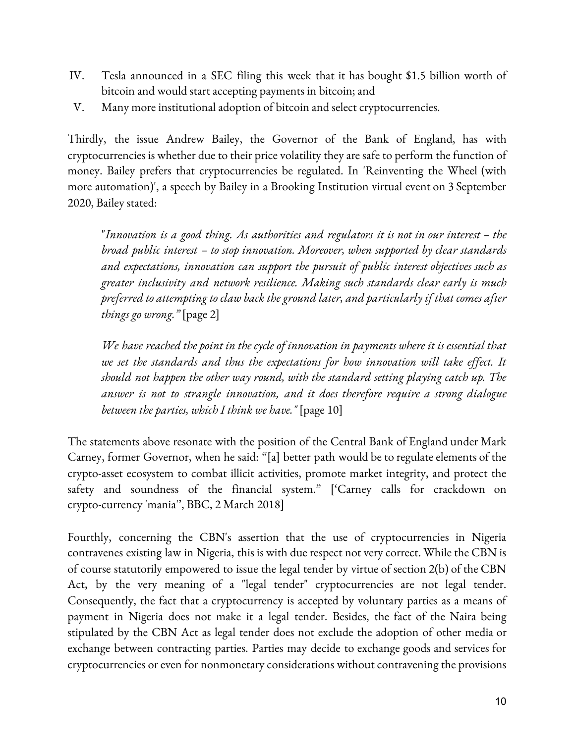IV. Tesla announced in a SEC filing this week that it has bought $1.5 billion worth of bitcoin and would start accepting payments in bitcoin; and
V. Many more institutional adoption of bitcoin and select cryptocurrencies.

Thirdly, the issue Andrew Bailey, the Governor of the Bank of England, has with cryptocurrencies is whether due to their price volatility they are safe to perform the function of money. Bailey prefers that cryptocurrencies be regulated. In 'Reinventing the Wheel (with more automation)', a speech by Bailey in a Brooking Institution virtual event on 3 September 2020, Bailey stated:

> "*Innovation is a good thing. As authorities and regulators it is not in our interest – the broad public interest – to stop innovation. Moreover, when supported by clear standards and expectations, innovation can support the pursuit of public interest objectives such as greater inclusivity and network resilience. Making such standards clear early is much preferred to attempting to claw back the ground later, and particularly if that comes after things go wrong."* [page 2]
>
> *We have reached the point in the cycle of innovation in payments where it is essential that we set the standards and thus the expectations for how innovation will take effect. It should not happen the other way round, with the standard setting playing catch up. The answer is not to strangle innovation, and it does therefore require a strong dialogue between the parties, which I think we have."* [page 10]

The statements above resonate with the position of the Central Bank of England under Mark Carney, former Governor, when he said: "[a] better path would be to regulate elements of the crypto-asset ecosystem to combat illicit activities, promote market integrity, and protect the safety and soundness of the financial system." ['Carney calls for crackdown on crypto-currency 'mania'', BBC, 2 March 2018]

Fourthly, concerning the CBN's assertion that the use of cryptocurrencies in Nigeria contravenes existing law in Nigeria, this is with due respect not very correct. While the CBN is of course statutorily empowered to issue the legal tender by virtue of section 2(b) of the CBN Act, by the very meaning of a "legal tender" cryptocurrencies are not legal tender. Consequently, the fact that a cryptocurrency is accepted by voluntary parties as a means of payment in Nigeria does not make it a legal tender. Besides, the fact of the Naira being stipulated by the CBN Act as legal tender does not exclude the adoption of other media or exchange between contracting parties. Parties may decide to exchange goods and services for cryptocurrencies or even for nonmonetary considerations without contravening the provisions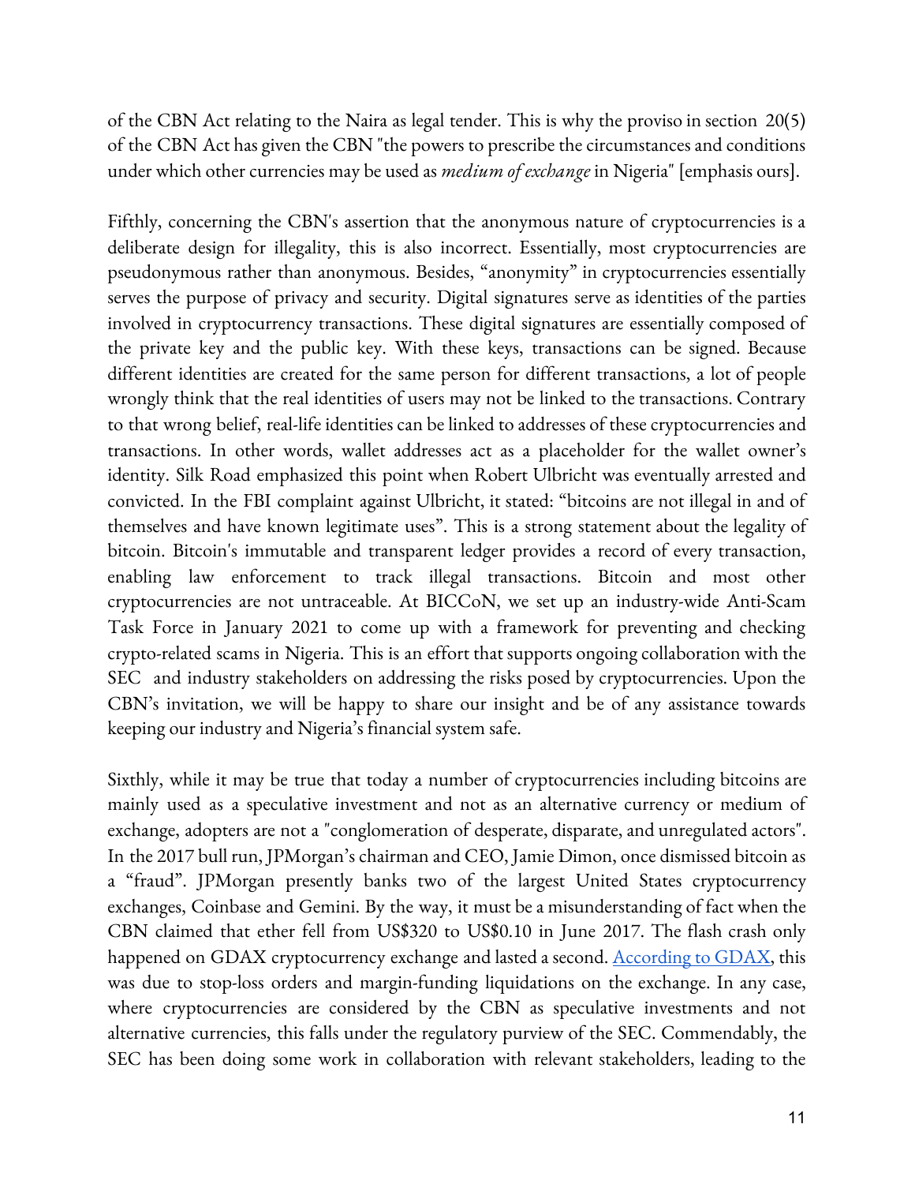of the CBN Act relating to the Naira as legal tender. This is why the proviso in section 20(5) of the CBN Act has given the CBN "the powers to prescribe the circumstances and conditions under which other currencies may be used as *medium of exchange* in Nigeria" [emphasis ours].

Fifthly, concerning the CBN's assertion that the anonymous nature of cryptocurrencies is a deliberate design for illegality, this is also incorrect. Essentially, most cryptocurrencies are pseudonymous rather than anonymous. Besides, "anonymity" in cryptocurrencies essentially serves the purpose of privacy and security. Digital signatures serve as identities of the parties involved in cryptocurrency transactions. These digital signatures are essentially composed of the private key and the public key. With these keys, transactions can be signed. Because different identities are created for the same person for different transactions, a lot of people wrongly think that the real identities of users may not be linked to the transactions. Contrary to that wrong belief, real-life identities can be linked to addresses of these cryptocurrencies and transactions. In other words, wallet addresses act as a placeholder for the wallet owner's identity. Silk Road emphasized this point when Robert Ulbricht was eventually arrested and convicted. In the FBI complaint against Ulbricht, it stated: "bitcoins are not illegal in and of themselves and have known legitimate uses". This is a strong statement about the legality of bitcoin. Bitcoin's immutable and transparent ledger provides a record of every transaction, enabling law enforcement to track illegal transactions. Bitcoin and most other cryptocurrencies are not untraceable. At BICCoN, we set up an industry-wide Anti-Scam Task Force in January 2021 to come up with a framework for preventing and checking crypto-related scams in Nigeria. This is an effort that supports ongoing collaboration with the SEC and industry stakeholders on addressing the risks posed by cryptocurrencies. Upon the CBN's invitation, we will be happy to share our insight and be of any assistance towards keeping our industry and Nigeria's financial system safe.

Sixthly, while it may be true that today a number of cryptocurrencies including bitcoins are mainly used as a speculative investment and not as an alternative currency or medium of exchange, adopters are not a "conglomeration of desperate, disparate, and unregulated actors". In the 2017 bull run, JPMorgan's chairman and CEO, Jamie Dimon, once dismissed bitcoin as a "fraud". JPMorgan presently banks two of the largest United States cryptocurrency exchanges, Coinbase and Gemini. By the way, it must be a misunderstanding of fact when the CBN claimed that ether fell from US$320 to US$0.10 in June 2017. The flash crash only happened on GDAX cryptocurrency exchange and lasted a second. According to GDAX, this was due to stop-loss orders and margin-funding liquidations on the exchange. In any case, where cryptocurrencies are considered by the CBN as speculative investments and not alternative currencies, this falls under the regulatory purview of the SEC. Commendably, the SEC has been doing some work in collaboration with relevant stakeholders, leading to the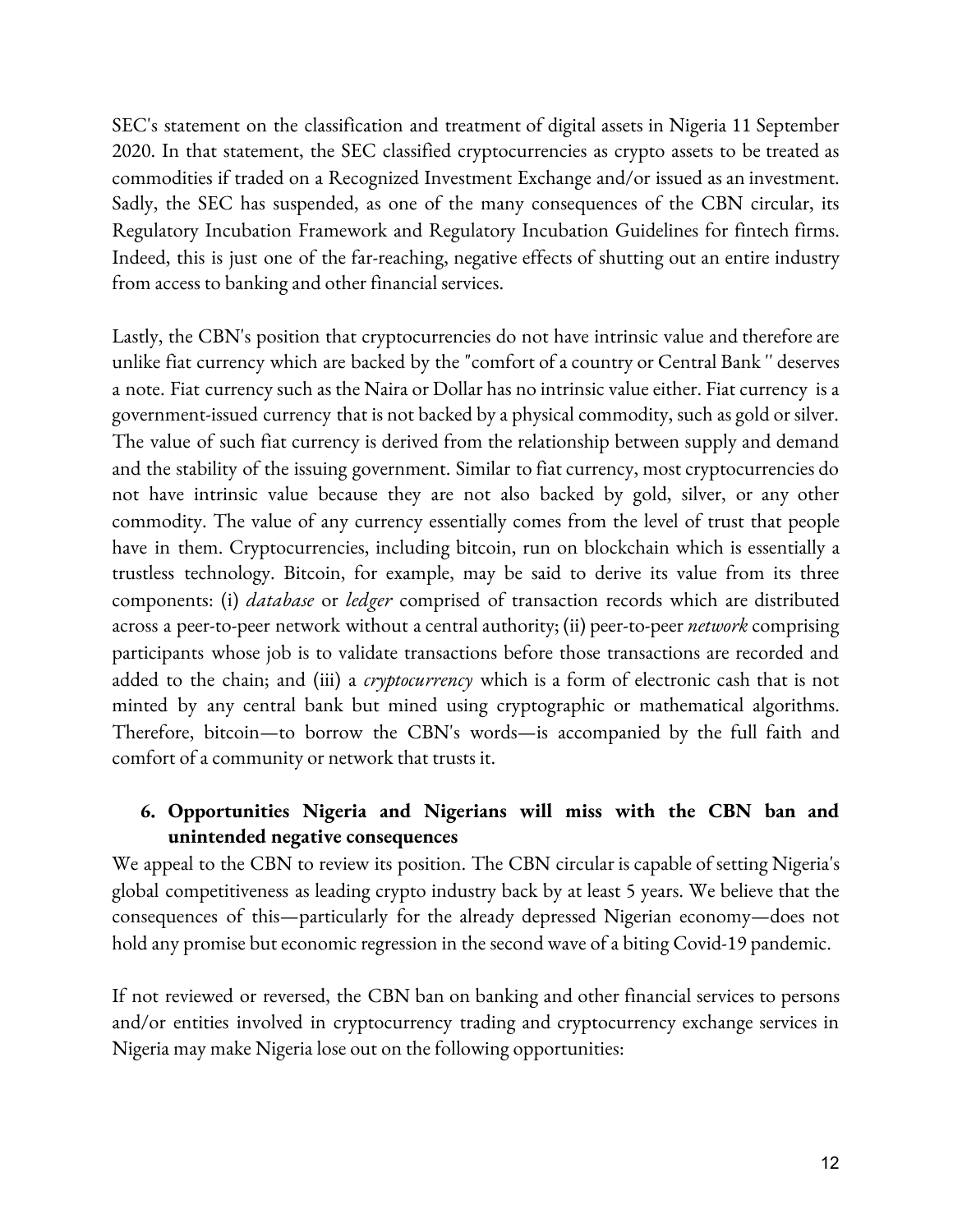SEC's statement on the classification and treatment of digital assets in Nigeria 11 September 2020. In that statement, the SEC classified cryptocurrencies as crypto assets to be treated as commodities if traded on a Recognized Investment Exchange and/or issued as an investment. Sadly, the SEC has suspended, as one of the many consequences of the CBN circular, its Regulatory Incubation Framework and Regulatory Incubation Guidelines for fintech firms. Indeed, this is just one of the far-reaching, negative effects of shutting out an entire industry from access to banking and other financial services.

Lastly, the CBN's position that cryptocurrencies do not have intrinsic value and therefore are unlike fiat currency which are backed by the "comfort of a country or Central Bank " deserves a note. Fiat currency such as the Naira or Dollar has no intrinsic value either. Fiat currency is a government-issued currency that is not backed by a physical commodity, such as gold or silver. The value of such fiat currency is derived from the relationship between supply and demand and the stability of the issuing government. Similar to fiat currency, most cryptocurrencies do not have intrinsic value because they are not also backed by gold, silver, or any other commodity. The value of any currency essentially comes from the level of trust that people have in them. Cryptocurrencies, including bitcoin, run on blockchain which is essentially a trustless technology. Bitcoin, for example, may be said to derive its value from its three components: (i) *database* or *ledger* comprised of transaction records which are distributed across a peer-to-peer network without a central authority; (ii) peer-to-peer *network* comprising participants whose job is to validate transactions before those transactions are recorded and added to the chain; and (iii) a *cryptocurrency* which is a form of electronic cash that is not minted by any central bank but mined using cryptographic or mathematical algorithms. Therefore, bitcoin—to borrow the CBN's words—is accompanied by the full faith and comfort of a community or network that trusts it.

## 6. Opportunities Nigeria and Nigerians will miss with the CBN ban and unintended negative consequences

We appeal to the CBN to review its position. The CBN circular is capable of setting Nigeria's global competitiveness as leading crypto industry back by at least 5 years. We believe that the consequences of this—particularly for the already depressed Nigerian economy—does not hold any promise but economic regression in the second wave of a biting Covid-19 pandemic.

If not reviewed or reversed, the CBN ban on banking and other financial services to persons and/or entities involved in cryptocurrency trading and cryptocurrency exchange services in Nigeria may make Nigeria lose out on the following opportunities: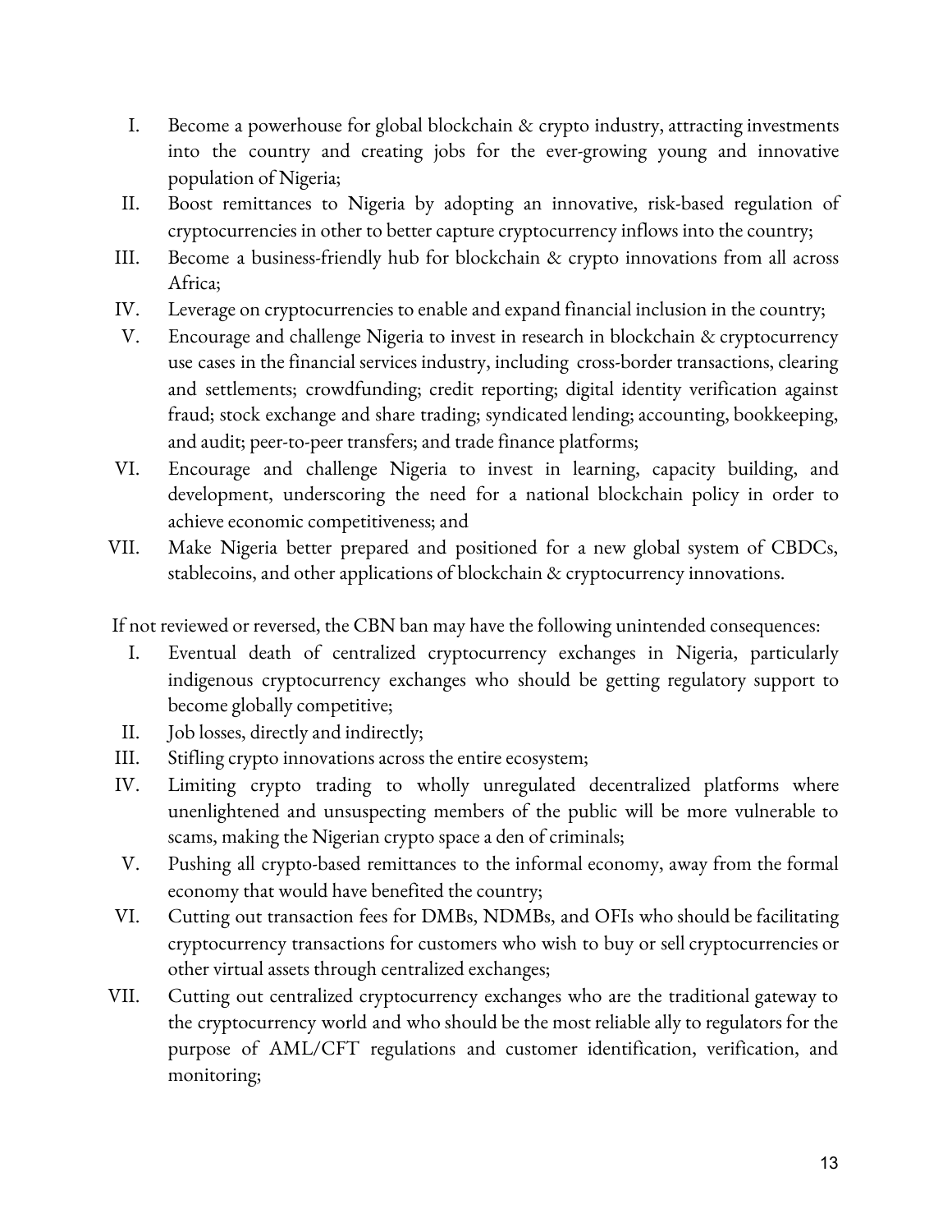I. Become a powerhouse for global blockchain & crypto industry, attracting investments into the country and creating jobs for the ever-growing young and innovative population of Nigeria;
II. Boost remittances to Nigeria by adopting an innovative, risk-based regulation of cryptocurrencies in other to better capture cryptocurrency inflows into the country;
III. Become a business-friendly hub for blockchain & crypto innovations from all across Africa;
IV. Leverage on cryptocurrencies to enable and expand financial inclusion in the country;
V. Encourage and challenge Nigeria to invest in research in blockchain & cryptocurrency use cases in the financial services industry, including cross-border transactions, clearing and settlements; crowdfunding; credit reporting; digital identity verification against fraud; stock exchange and share trading; syndicated lending; accounting, bookkeeping, and audit; peer-to-peer transfers; and trade finance platforms;
VI. Encourage and challenge Nigeria to invest in learning, capacity building, and development, underscoring the need for a national blockchain policy in order to achieve economic competitiveness; and
VII. Make Nigeria better prepared and positioned for a new global system of CBDCs, stablecoins, and other applications of blockchain & cryptocurrency innovations.

If not reviewed or reversed, the CBN ban may have the following unintended consequences:

I. Eventual death of centralized cryptocurrency exchanges in Nigeria, particularly indigenous cryptocurrency exchanges who should be getting regulatory support to become globally competitive;
II. Job losses, directly and indirectly;
III. Stifling crypto innovations across the entire ecosystem;
IV. Limiting crypto trading to wholly unregulated decentralized platforms where unenlightened and unsuspecting members of the public will be more vulnerable to scams, making the Nigerian crypto space a den of criminals;
V. Pushing all crypto-based remittances to the informal economy, away from the formal economy that would have benefited the country;
VI. Cutting out transaction fees for DMBs, NDMBs, and OFIs who should be facilitating cryptocurrency transactions for customers who wish to buy or sell cryptocurrencies or other virtual assets through centralized exchanges;
VII. Cutting out centralized cryptocurrency exchanges who are the traditional gateway to the cryptocurrency world and who should be the most reliable ally to regulators for the purpose of AML/CFT regulations and customer identification, verification, and monitoring;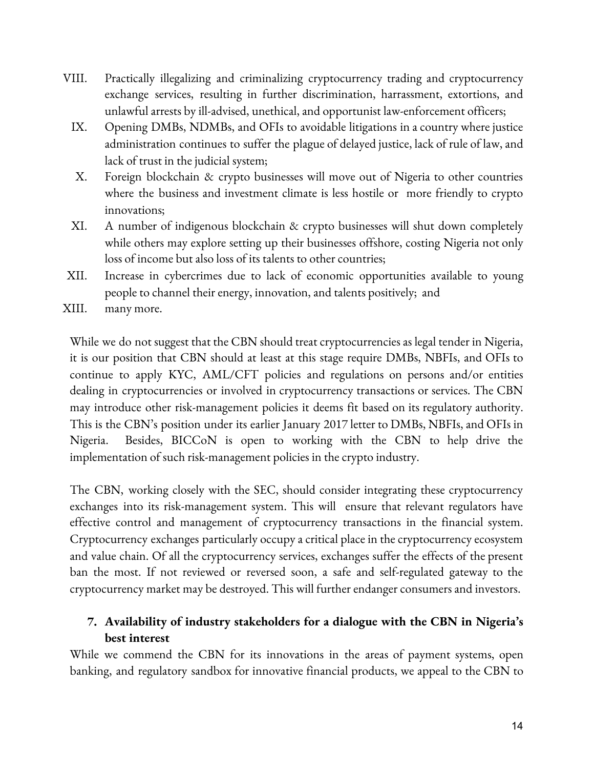VIII. Practically illegalizing and criminalizing cryptocurrency trading and cryptocurrency exchange services, resulting in further discrimination, harrassment, extortions, and unlawful arrests by ill-advised, unethical, and opportunist law-enforcement officers;

IX. Opening DMBs, NDMBs, and OFIs to avoidable litigations in a country where justice administration continues to suffer the plague of delayed justice, lack of rule of law, and lack of trust in the judicial system;

X. Foreign blockchain & crypto businesses will move out of Nigeria to other countries where the business and investment climate is less hostile or more friendly to crypto innovations;

XI. A number of indigenous blockchain & crypto businesses will shut down completely while others may explore setting up their businesses offshore, costing Nigeria not only loss of income but also loss of its talents to other countries;

XII. Increase in cybercrimes due to lack of economic opportunities available to young people to channel their energy, innovation, and talents positively; and

XIII. many more.

While we do not suggest that the CBN should treat cryptocurrencies as legal tender in Nigeria, it is our position that CBN should at least at this stage require DMBs, NBFIs, and OFIs to continue to apply KYC, AML/CFT policies and regulations on persons and/or entities dealing in cryptocurrencies or involved in cryptocurrency transactions or services. The CBN may introduce other risk-management policies it deems fit based on its regulatory authority. This is the CBN's position under its earlier January 2017 letter to DMBs, NBFIs, and OFIs in Nigeria. Besides, BICCoN is open to working with the CBN to help drive the implementation of such risk-management policies in the crypto industry.

The CBN, working closely with the SEC, should consider integrating these cryptocurrency exchanges into its risk-management system. This will ensure that relevant regulators have effective control and management of cryptocurrency transactions in the financial system. Cryptocurrency exchanges particularly occupy a critical place in the cryptocurrency ecosystem and value chain. Of all the cryptocurrency services, exchanges suffer the effects of the present ban the most. If not reviewed or reversed soon, a safe and self-regulated gateway to the cryptocurrency market may be destroyed. This will further endanger consumers and investors.

### 7. Availability of industry stakeholders for a dialogue with the CBN in Nigeria's best interest

While we commend the CBN for its innovations in the areas of payment systems, open banking, and regulatory sandbox for innovative financial products, we appeal to the CBN to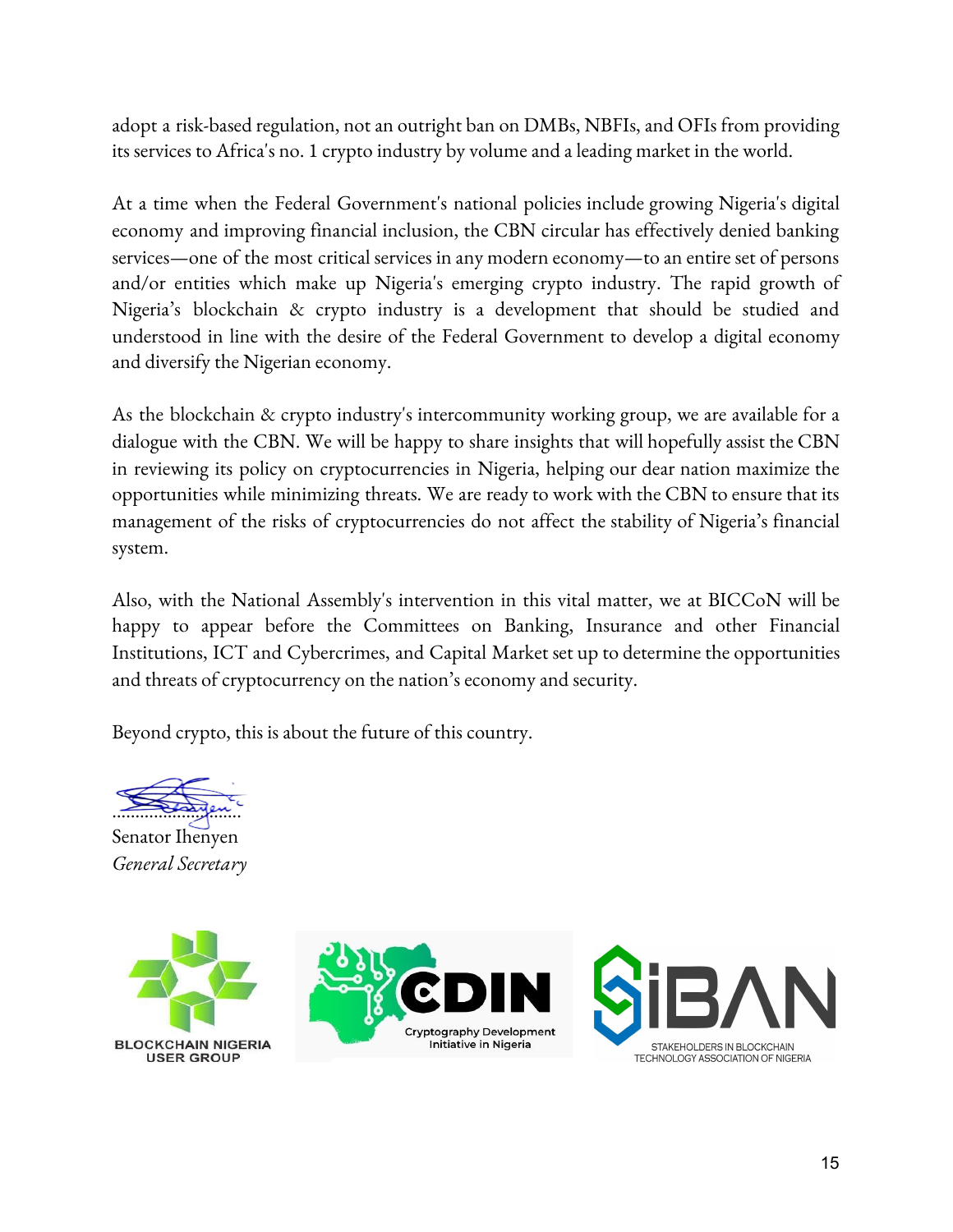adopt a risk-based regulation, not an outright ban on DMBs, NBFIs, and OFIs from providing its services to Africa's no. 1 crypto industry by volume and a leading market in the world.

At a time when the Federal Government's national policies include growing Nigeria's digital economy and improving financial inclusion, the CBN circular has effectively denied banking services—one of the most critical services in any modern economy—to an entire set of persons and/or entities which make up Nigeria's emerging crypto industry. The rapid growth of Nigeria's blockchain & crypto industry is a development that should be studied and understood in line with the desire of the Federal Government to develop a digital economy and diversify the Nigerian economy.

As the blockchain & crypto industry's intercommunity working group, we are available for a dialogue with the CBN. We will be happy to share insights that will hopefully assist the CBN in reviewing its policy on cryptocurrencies in Nigeria, helping our dear nation maximize the opportunities while minimizing threats. We are ready to work with the CBN to ensure that its management of the risks of cryptocurrencies do not affect the stability of Nigeria's financial system.

Also, with the National Assembly's intervention in this vital matter, we at BICCoN will be happy to appear before the Committees on Banking, Insurance and other Financial Institutions, ICT and Cybercrimes, and Capital Market set up to determine the opportunities and threats of cryptocurrency on the nation's economy and security.

Beyond crypto, this is about the future of this country.

..............................

Senator Ihenyen
*General Secretary*

BLOCKCHAIN NIGERIA USER GROUP

CDIN Cryptography Development Initiative in Nigeria

SiBAN STAKEHOLDERS IN BLOCKCHAIN TECHNOLOGY ASSOCIATION OF NIGERIA